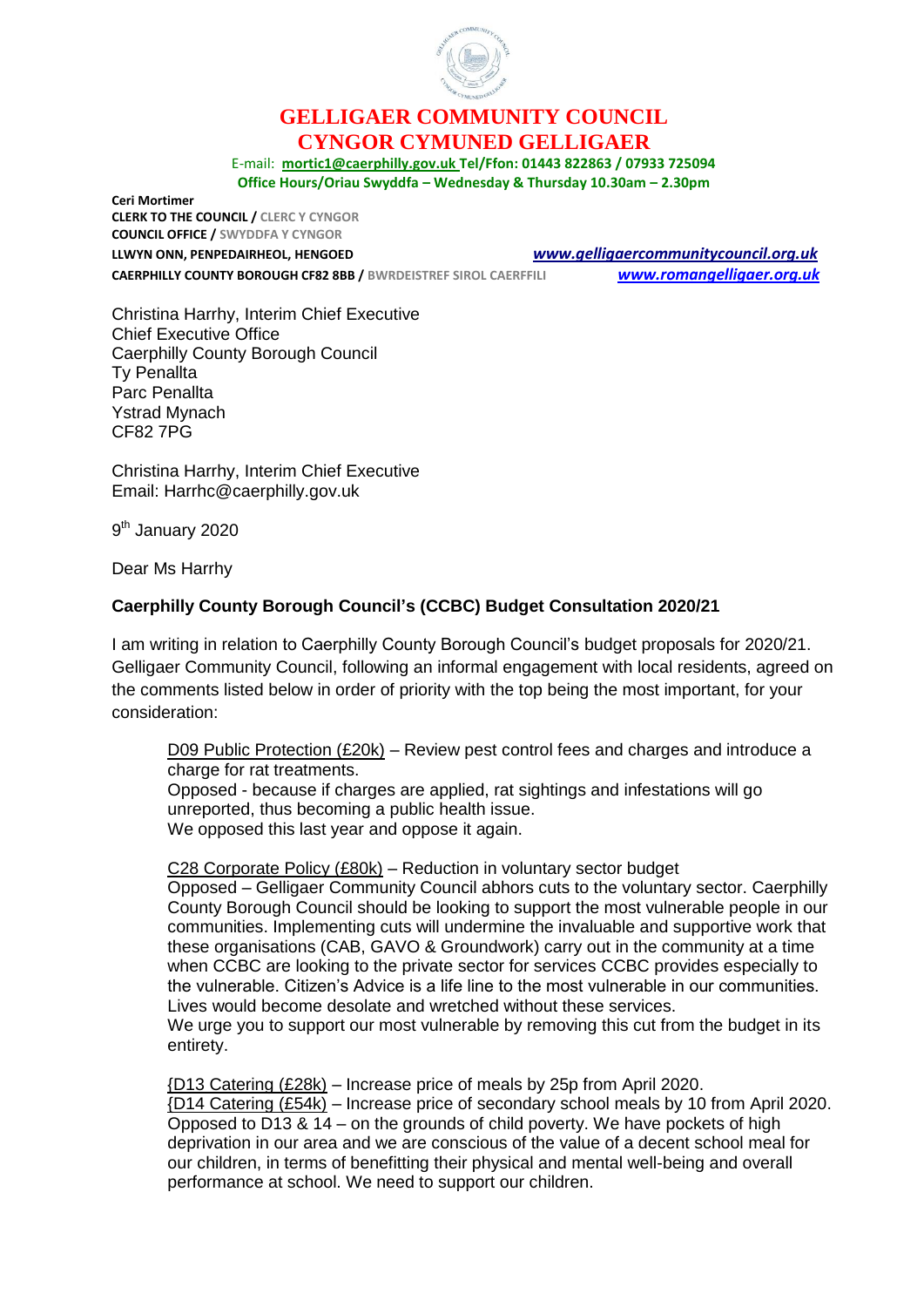# GELLIGAER COMMUNITY COUNCIL
# CYNGOR CYMUNED GELLIGAER

E-mail: **mortic1@caerphilly.gov.uk** **Tel/Ffon: 01443 822863 / 07933 725094**
**Office Hours/Oriau Swyddfa – Wednesday & Thursday 10.30am – 2.30pm**

**Ceri Mortimer**
**CLERK TO THE COUNCIL / CLERC Y CYNGOR**
**COUNCIL OFFICE / SWYDDFA Y CYNGOR**
**LLWYN ONN, PENPEDAIRHEOL, HENGOED** *www.gelligaercommunitycouncil.org.uk*
**CAERPHILLY COUNTY BOROUGH CF82 8BB / BWRDEISTREF SIROL CAERFFILI** *www.romangelligaer.org.uk*

Christina Harrhy, Interim Chief Executive
Chief Executive Office
Caerphilly County Borough Council
Ty Penallta
Parc Penallta
Ystrad Mynach
CF82 7PG

Christina Harrhy, Interim Chief Executive
Email: Harrhc@caerphilly.gov.uk

9th January 2020

Dear Ms Harrhy

**Caerphilly County Borough Council's (CCBC) Budget Consultation 2020/21**

I am writing in relation to Caerphilly County Borough Council's budget proposals for 2020/21. Gelligaer Community Council, following an informal engagement with local residents, agreed on the comments listed below in order of priority with the top being the most important, for your consideration:

D09 Public Protection (£20k) – Review pest control fees and charges and introduce a charge for rat treatments.
Opposed - because if charges are applied, rat sightings and infestations will go unreported, thus becoming a public health issue.
We opposed this last year and oppose it again.

C28 Corporate Policy (£80k) – Reduction in voluntary sector budget
Opposed – Gelligaer Community Council abhors cuts to the voluntary sector. Caerphilly County Borough Council should be looking to support the most vulnerable people in our communities. Implementing cuts will undermine the invaluable and supportive work that these organisations (CAB, GAVO & Groundwork) carry out in the community at a time when CCBC are looking to the private sector for services CCBC provides especially to the vulnerable. Citizen's Advice is a life line to the most vulnerable in our communities. Lives would become desolate and wretched without these services.
We urge you to support our most vulnerable by removing this cut from the budget in its entirety.

{D13 Catering (£28k) – Increase price of meals by 25p from April 2020.
{D14 Catering (£54k) – Increase price of secondary school meals by 10 from April 2020.
Opposed to D13 & 14 – on the grounds of child poverty. We have pockets of high deprivation in our area and we are conscious of the value of a decent school meal for our children, in terms of benefitting their physical and mental well-being and overall performance at school. We need to support our children.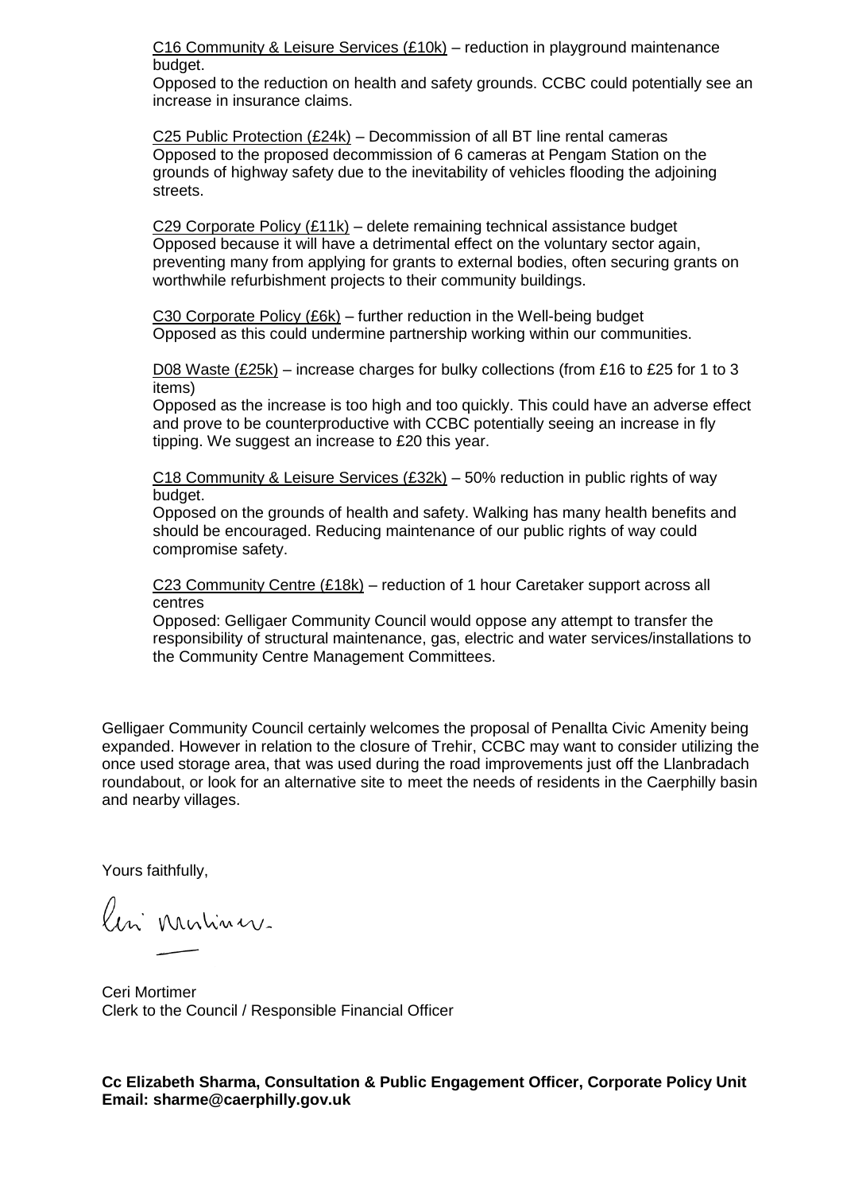C16 Community & Leisure Services (£10k) – reduction in playground maintenance budget.
Opposed to the reduction on health and safety grounds. CCBC could potentially see an increase in insurance claims.

C25 Public Protection (£24k) – Decommission of all BT line rental cameras
Opposed to the proposed decommission of 6 cameras at Pengam Station on the grounds of highway safety due to the inevitability of vehicles flooding the adjoining streets.

C29 Corporate Policy (£11k) – delete remaining technical assistance budget
Opposed because it will have a detrimental effect on the voluntary sector again, preventing many from applying for grants to external bodies, often securing grants on worthwhile refurbishment projects to their community buildings.

C30 Corporate Policy (£6k) – further reduction in the Well-being budget
Opposed as this could undermine partnership working within our communities.

D08 Waste (£25k) – increase charges for bulky collections (from £16 to £25 for 1 to 3 items)
Opposed as the increase is too high and too quickly. This could have an adverse effect and prove to be counterproductive with CCBC potentially seeing an increase in fly tipping. We suggest an increase to £20 this year.

C18 Community & Leisure Services (£32k) – 50% reduction in public rights of way budget.
Opposed on the grounds of health and safety. Walking has many health benefits and should be encouraged. Reducing maintenance of our public rights of way could compromise safety.

C23 Community Centre (£18k) – reduction of 1 hour Caretaker support across all centres
Opposed: Gelligaer Community Council would oppose any attempt to transfer the responsibility of structural maintenance, gas, electric and water services/installations to the Community Centre Management Committees.

Gelligaer Community Council certainly welcomes the proposal of Penallta Civic Amenity being expanded. However in relation to the closure of Trehir, CCBC may want to consider utilizing the once used storage area, that was used during the road improvements just off the Llanbradach roundabout, or look for an alternative site to meet the needs of residents in the Caerphilly basin and nearby villages.

Yours faithfully,

Ceri Mortimer

Ceri Mortimer
Clerk to the Council / Responsible Financial Officer

**Cc Elizabeth Sharma, Consultation & Public Engagement Officer, Corporate Policy Unit**
**Email: sharme@caerphilly.gov.uk**